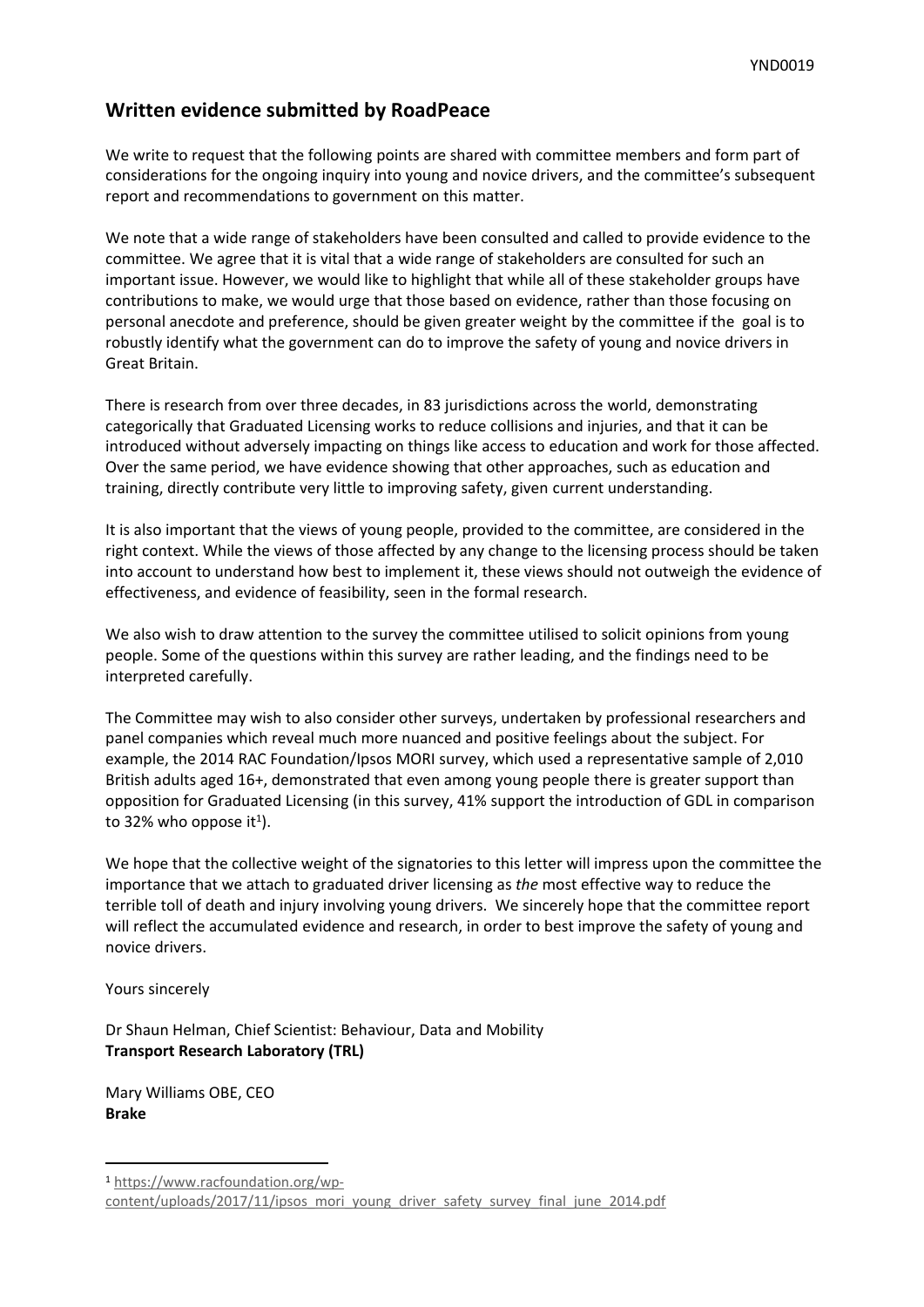## Written evidence submitted by RoadPeace

We write to request that the following points are shared with committee members and form part of considerations for the ongoing inquiry into young and novice drivers, and the committee's subsequent report and recommendations to government on this matter.

We note that a wide range of stakeholders have been consulted and called to provide evidence to the committee. We agree that it is vital that a wide range of stakeholders are consulted for such an important issue. However, we would like to highlight that while all of these stakeholder groups have contributions to make, we would urge that those based on evidence, rather than those focusing on personal anecdote and preference, should be given greater weight by the committee if the goal is to robustly identify what the government can do to improve the safety of young and novice drivers in Great Britain.

There is research from over three decades, in 83 jurisdictions across the world, demonstrating categorically that Graduated Licensing works to reduce collisions and injuries, and that it can be introduced without adversely impacting on things like access to education and work for those affected. Over the same period, we have evidence showing that other approaches, such as education and training, directly contribute very little to improving safety, given current understanding.

It is also important that the views of young people, provided to the committee, are considered in the right context. While the views of those affected by any change to the licensing process should be taken into account to understand how best to implement it, these views should not outweigh the evidence of effectiveness, and evidence of feasibility, seen in the formal research.

We also wish to draw attention to the survey the committee utilised to solicit opinions from young people. Some of the questions within this survey are rather leading, and the findings need to be interpreted carefully.

The Committee may wish to also consider other surveys, undertaken by professional researchers and panel companies which reveal much more nuanced and positive feelings about the subject. For example, the 2014 RAC Foundation/Ipsos MORI survey, which used a representative sample of 2,010 British adults aged 16+, demonstrated that even among young people there is greater support than opposition for Graduated Licensing (in this survey, 41% support the introduction of GDL in comparison to 32% who oppose it[1]).

We hope that the collective weight of the signatories to this letter will impress upon the committee the importance that we attach to graduated driver licensing as *the* most effective way to reduce the terrible toll of death and injury involving young drivers. We sincerely hope that the committee report will reflect the accumulated evidence and research, in order to best improve the safety of young and novice drivers.

Yours sincerely

Dr Shaun Helman, Chief Scientist: Behaviour, Data and Mobility
**Transport Research Laboratory (TRL)**

Mary Williams OBE, CEO
**Brake**

---

[1] https://www.racfoundation.org/wp-content/uploads/2017/11/ipsos_mori_young_driver_safety_survey_final_june_2014.pdf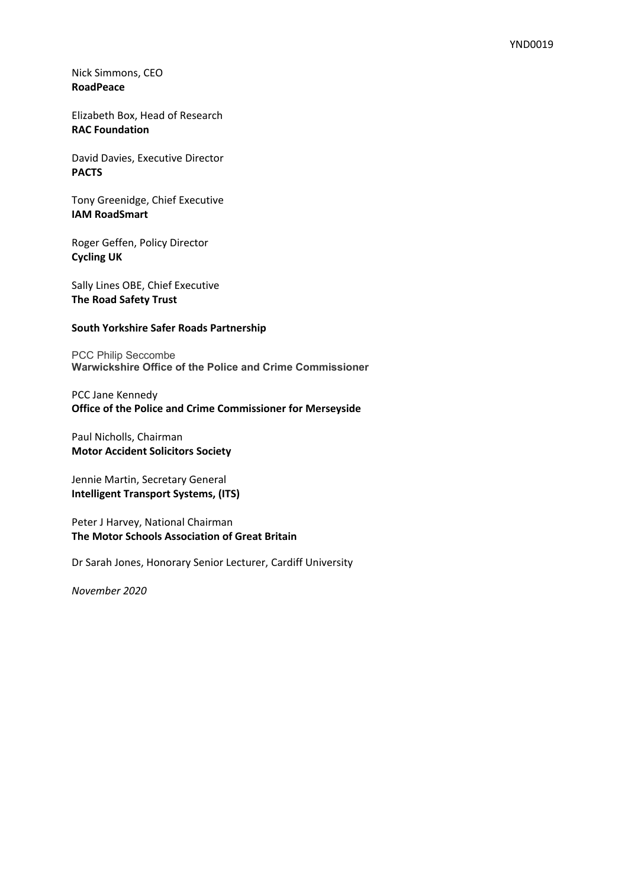Nick Simmons, CEO
**RoadPeace**

Elizabeth Box, Head of Research
**RAC Foundation**

David Davies, Executive Director
**PACTS**

Tony Greenidge, Chief Executive
**IAM RoadSmart**

Roger Geffen, Policy Director
**Cycling UK**

Sally Lines OBE, Chief Executive
**The Road Safety Trust**

**South Yorkshire Safer Roads Partnership**

PCC Philip Seccombe
**Warwickshire Office of the Police and Crime Commissioner**

PCC Jane Kennedy
**Office of the Police and Crime Commissioner for Merseyside**

Paul Nicholls, Chairman
**Motor Accident Solicitors Society**

Jennie Martin, Secretary General
**Intelligent Transport Systems, (ITS)**

Peter J Harvey, National Chairman
**The Motor Schools Association of Great Britain**

Dr Sarah Jones, Honorary Senior Lecturer, Cardiff University

*November 2020*